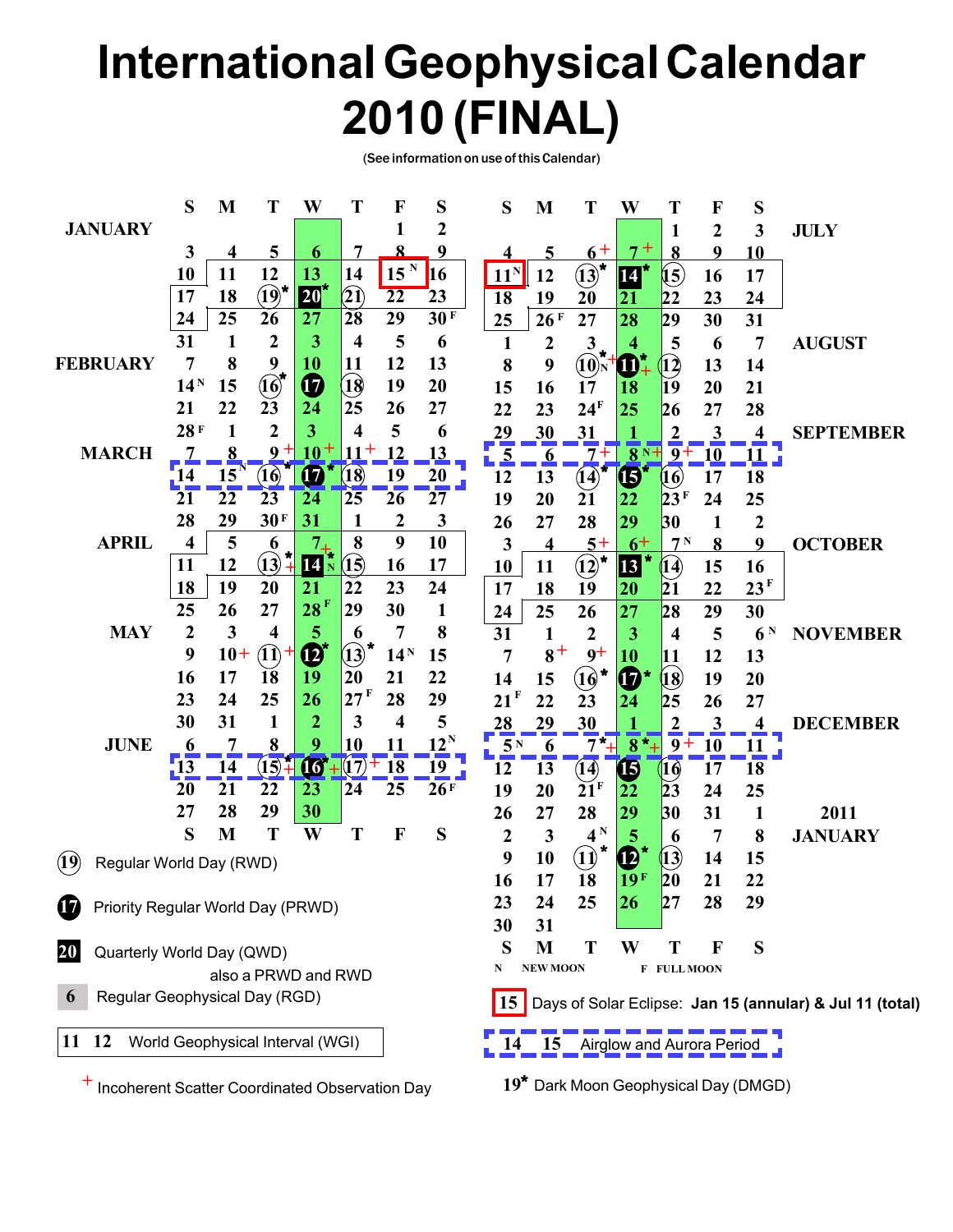# International Geophysical Calendar 2010 (FINAL)

(See information on use of this Calendar)

| | S | M | T | W | T | F | S |
|---|---|---|---|---|---|---|---|
| JANUARY | | | | | | 1 | 2 |
| | 3 | 4 | 5 | 6 | 7 | 8 | 9 |
| | 10 | 11 | 12 | 13 | 14 | 15 N | 16 |
| | 17 | 18 | 19* | 20* | 21 | 22 | 23 |
| | 24 | 25 | 26 | 27 | 28 | 29 | 30 F |
| | 31 | 1 | 2 | 3 | 4 | 5 | 6 |
| FEBRUARY | 7 | 8 | 9 | 10 | 11 | 12 | 13 |
| | 14 N | 15 | 16* | 17 | 18 | 19 | 20 |
| | 21 | 22 | 23 | 24 | 25 | 26 | 27 |
| | 28 F | 1 | 2 | 3 | 4 | 5 | 6 |
| MARCH | 7 | 8 | 9 + | 10 + | 11 + | 12 | 13 |
| | 14 | 15 N | 16* | 17* | 18 | 19 | 20 |
| | 21 | 22 | 23 | 24 | 25 | 26 | 27 |
| | 28 | 29 | 30 F | 31 | 1 | 2 | 3 |
| APRIL | 4 | 5 | 6 | 7 + | 8 | 9 | 10 |
| | 11 | 12 | 13* + | 14* N | 15 | 16 | 17 |
| | 18 | 19 | 20 | 21 | 22 | 23 | 24 |
| | 25 | 26 | 27 | 28 F | 29 | 30 | 1 |
| MAY | 2 | 3 | 4 | 5 | 6 | 7 | 8 |
| | 9 | 10 + | 11 + | 12* | 13* | 14 N | 15 |
| | 16 | 17 | 18 | 19 | 20 | 21 | 22 |
| | 23 | 24 | 25 | 26 | 27 F | 28 | 29 |
| | 30 | 31 | 1 | 2 | 3 | 4 | 5 |
| JUNE | 6 | 7 | 8 | 9 | 10 | 11 | 12 N |
| | 13 | 14 | 15* + | 16* + | 17 + | 18 | 19 |
| | 20 | 21 | 22 | 23 | 24 | 25 | 26 F |
| | 27 | 28 | 29 | 30 | | | |

| S | M | T | W | T | F | S | |
|---|---|---|---|---|---|---|---|
| | | | | 1 | 2 | 3 | JULY |
| 4 | 5 | 6 + | 7 + | 8 | 9 | 10 | |
| 11 N | 12 | 13* | 14* | 15 | 16 | 17 | |
| 18 | 19 | 20 | 21 | 22 | 23 | 24 | |
| 25 | 26 F | 27 | 28 | 29 | 30 | 31 | |
| 1 | 2 | 3 | 4 | 5 | 6 | 7 | AUGUST |
| 8 | 9 | 10 N* + | 11* + | 12 | 13 | 14 | |
| 15 | 16 | 17 | 18 | 19 | 20 | 21 | |
| 22 | 23 | 24 F | 25 | 26 | 27 | 28 | |
| 29 | 30 | 31 | 1 | 2 | 3 | 4 | SEPTEMBER |
| 5 | 6 | 7 + | 8 N + | 9 + | 10 | 11 | |
| 12 | 13 | 14* | 15* | 16 | 17 | 18 | |
| 19 | 20 | 21 | 22 | 23 F | 24 | 25 | |
| 26 | 27 | 28 | 29 | 30 | 1 | 2 | |
| 3 | 4 | 5 + | 6 + | 7 N | 8 | 9 | OCTOBER |
| 10 | 11 | 12* | 13* | 14 | 15 | 16 | |
| 17 | 18 | 19 | 20 | 21 | 22 | 23 F | |
| 24 | 25 | 26 | 27 | 28 | 29 | 30 | |
| 31 | 1 | 2 | 3 | 4 | 5 | 6 N | NOVEMBER |
| 7 | 8 + | 9 + | 10 | 11 | 12 | 13 | |
| 14 | 15 | 16* | 17* | 18 | 19 | 20 | |
| 21 F | 22 | 23 | 24 | 25 | 26 | 27 | |
| 28 | 29 | 30 | 1 | 2 | 3 | 4 | DECEMBER |
| 5 N | 6 | 7* + | 8* + | 9 + | 10 | 11 | |
| 12 | 13 | 14 | 15 | 16 | 17 | 18 | |
| 19 | 20 | 21 F | 22 | 23 | 24 | 25 | |
| 26 | 27 | 28 | 29 | 30 | 31 | 1 | 2011 |
| 2 | 3 | 4 N | 5 | 6 | 7 | 8 | JANUARY |
| 9 | 10 | 11* | 12* | 13 | 14 | 15 | |
| 16 | 17 | 18 | 19 F | 20 | 21 | 22 | |
| 23 | 24 | 25 | 26 | 27 | 28 | 29 | |
| 30 | 31 | | | | | | |

N NEW MOON &nbsp;&nbsp; F FULL MOON

**Legend:**

- (19) Regular World Day (RWD)
- (17) Priority Regular World Day (PRWD)
- 20 Quarterly World Day (QWD) also a PRWD and RWD
- 6 Regular Geophysical Day (RGD)
- 11 12 World Geophysical Interval (WGI)
- + Incoherent Scatter Coordinated Observation Day
- 15 Days of Solar Eclipse: **Jan 15 (annular) & Jul 11 (total)**
- 14 15 Airglow and Aurora Period
- 19* Dark Moon Geophysical Day (DMGD)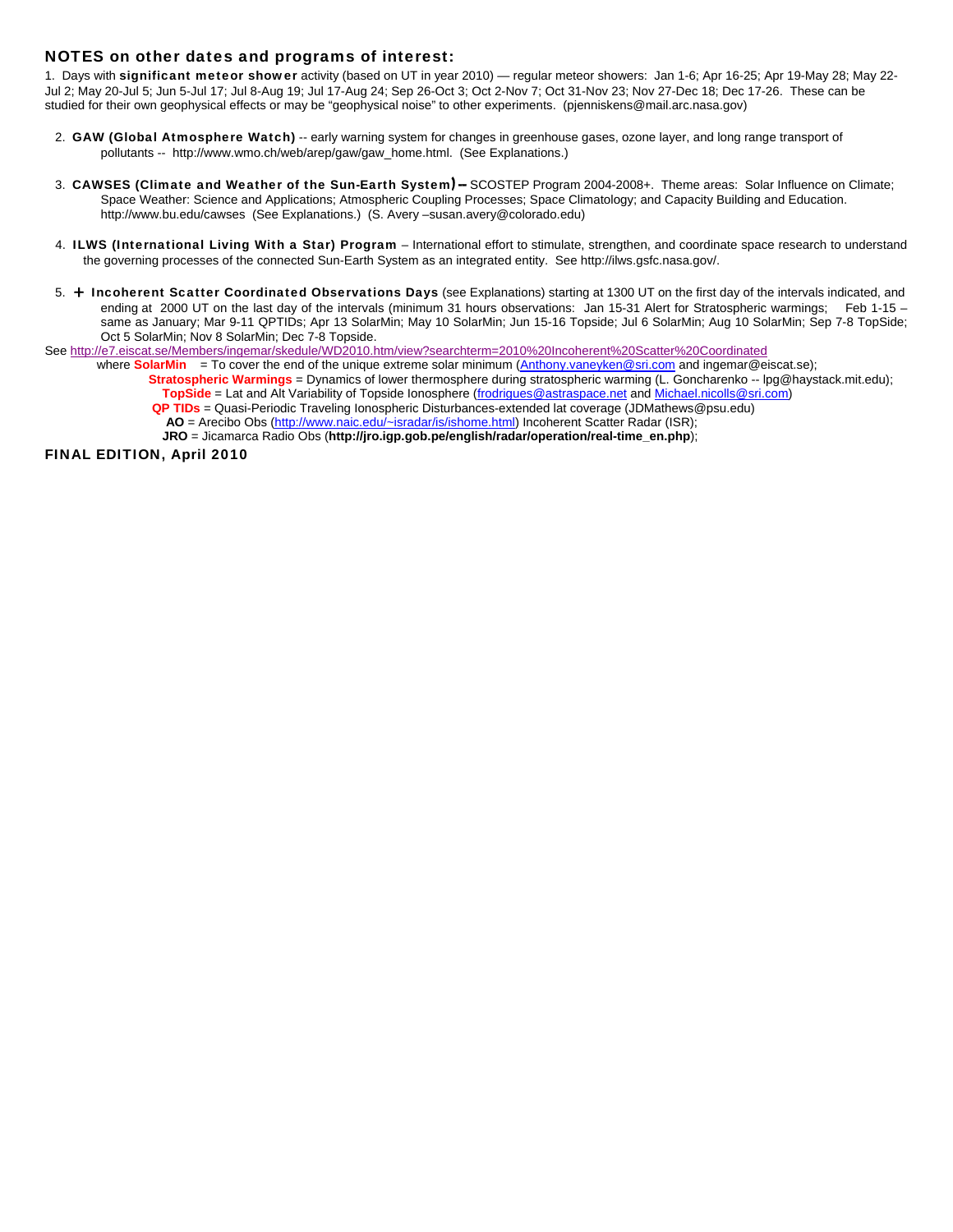## NOTES on other dates and programs of interest:

1. Days with **significant meteor shower** activity (based on UT in year 2010) — regular meteor showers: Jan 1-6; Apr 16-25; Apr 19-May 28; May 22-Jul 2; May 20-Jul 5; Jun 5-Jul 17; Jul 8-Aug 19; Jul 17-Aug 24; Sep 26-Oct 3; Oct 2-Nov 7; Oct 31-Nov 23; Nov 27-Dec 18; Dec 17-26. These can be studied for their own geophysical effects or may be "geophysical noise" to other experiments. (pjenniskens@mail.arc.nasa.gov)

2. **GAW (Global Atmosphere Watch)** -- early warning system for changes in greenhouse gases, ozone layer, and long range transport of pollutants -- http://www.wmo.ch/web/arep/gaw/gaw_home.html. (See Explanations.)

3. **CAWSES (Climate and Weather of the Sun-Earth System)** – SCOSTEP Program 2004-2008+. Theme areas: Solar Influence on Climate; Space Weather: Science and Applications; Atmospheric Coupling Processes; Space Climatology; and Capacity Building and Education. http://www.bu.edu/cawses (See Explanations.) (S. Avery –susan.avery@colorado.edu)

4. **ILWS (International Living With a Star) Program** – International effort to stimulate, strengthen, and coordinate space research to understand the governing processes of the connected Sun-Earth System as an integrated entity. See http://ilws.gsfc.nasa.gov/.

5. **+ Incoherent Scatter Coordinated Observations Days** (see Explanations) starting at 1300 UT on the first day of the intervals indicated, and ending at 2000 UT on the last day of the intervals (minimum 31 hours observations: Jan 15-31 Alert for Stratospheric warmings; Feb 1-15 – same as January; Mar 9-11 QPTIDs; Apr 13 SolarMin; May 10 SolarMin; Jun 15-16 Topside; Jul 6 SolarMin; Aug 10 SolarMin; Sep 7-8 TopSide; Oct 5 SolarMin; Nov 8 SolarMin; Dec 7-8 Topside.

See http://e7.eiscat.se/Members/ingemar/skedule/WD2010.htm/view?searchterm=2010%20Incoherent%20Scatter%20Coordinated

where **SolarMin** = To cover the end of the unique extreme solar minimum (Anthony.vaneyken@sri.com and ingemar@eiscat.se);
**Stratospheric Warmings** = Dynamics of lower thermosphere during stratospheric warming (L. Goncharenko -- lpg@haystack.mit.edu);
**TopSide** = Lat and Alt Variability of Topside Ionosphere (frodrigues@astraspace.net and Michael.nicolls@sri.com)
**QP TIDs** = Quasi-Periodic Traveling Ionospheric Disturbances-extended lat coverage (JDMathews@psu.edu)
**AO** = Arecibo Obs (http://www.naic.edu/~isradar/is/ishome.html) Incoherent Scatter Radar (ISR);
**JRO** = Jicamarca Radio Obs (**http://jro.igp.gob.pe/english/radar/operation/real-time_en.php**);

**FINAL EDITION, April 2010**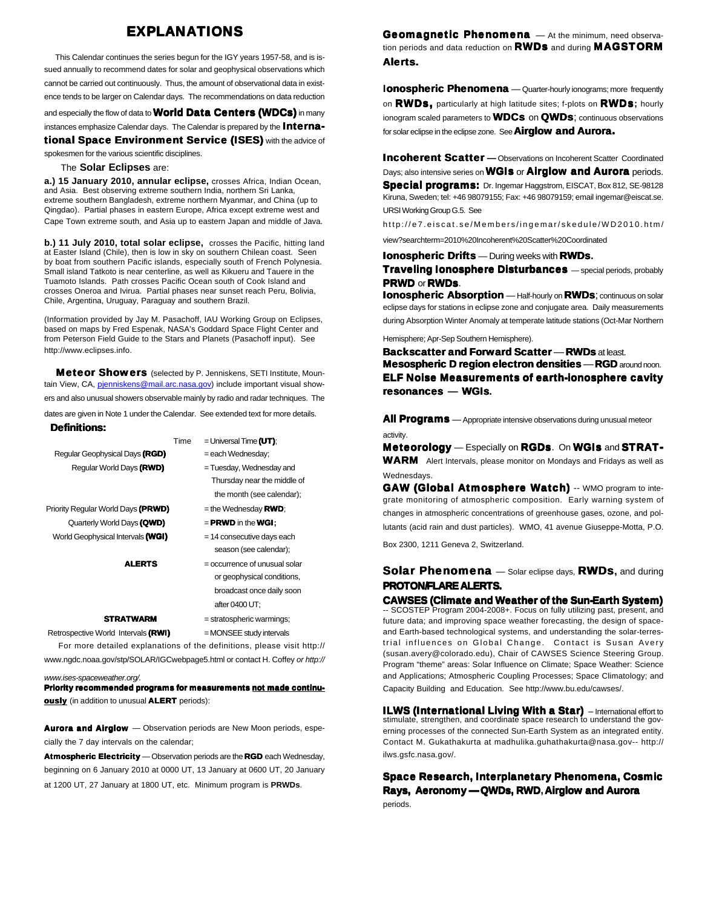# EXPLANATIONS

This Calendar continues the series begun for the IGY years 1957-58, and is issued annually to recommend dates for solar and geophysical observations which cannot be carried out continuously. Thus, the amount of observational data in existence tends to be larger on Calendar days. The recommendations on data reduction and especially the flow of data to **World Data Centers (WDCs)** in many instances emphasize Calendar days. The Calendar is prepared by the **International Space Environment Service (ISES)** with the advice of spokesmen for the various scientific disciplines.

The **Solar Eclipses** are:

**a.) 15 January 2010, annular eclipse,** crosses Africa, Indian Ocean, and Asia. Best observing extreme southern India, northern Sri Lanka, extreme southern Bangladesh, extreme northern Myanmar, and China (up to Qingdao). Partial phases in eastern Europe, Africa except extreme west and Cape Town extreme south, and Asia up to eastern Japan and middle of Java.

**b.) 11 July 2010, total solar eclipse,** crosses the Pacific, hitting land at Easter Island (Chile), then is low in sky on southern Chilean coast. Seen by boat from southern Pacific islands, especially south of French Polynesia. Small island Tatkoto is near centerline, as well as Kikueru and Tauere in the Tuamoto Islands. Path crosses Pacific Ocean south of Cook Island and crosses Oneroa and Ivirua. Partial phases near sunset reach Peru, Bolivia, Chile, Argentina, Uruguay, Paraguay and southern Brazil.

(Information provided by Jay M. Pasachoff, IAU Working Group on Eclipses, based on maps by Fred Espenak, NASA's Goddard Space Flight Center and from Peterson Field Guide to the Stars and Planets (Pasachoff input). See http://www.eclipses.info.

**Meteor Showers** (selected by P. Jenniskens, SETI Institute, Mountain View, CA, pjenniskens@mail.arc.nasa.gov) include important visual showers and also unusual showers observable mainly by radio and radar techniques. The dates are given in Note 1 under the Calendar. See extended text for more details.

**Definitions:**

| | |
|---|---|
| Time | = Universal Time **(UT)**; |
| Regular Geophysical Days **(RGD)** | = each Wednesday; |
| Regular World Days **(RWD)** | = Tuesday, Wednesday and Thursday near the middle of the month (see calendar); |
| Priority Regular World Days **(PRWD)** | = the Wednesday **RWD**; |
| Quarterly World Days **(QWD)** | = **PRWD** in the **WGI**; |
| World Geophysical Intervals **(WGI)** | = 14 consecutive days each season (see calendar); |
| **ALERTS** | = occurrence of unusual solar or geophysical conditions, broadcast once daily soon after 0400 UT; |
| **STRATWARM** | = stratospheric warmings; |
| Retrospective World Intervals **(RWI)** | = MONSEE study intervals |

For more detailed explanations of the definitions, please visit http://www.ngdc.noaa.gov/stp/SOLAR/IGCwebpage5.html or contact H. Coffey *or http://www.ises-spaceweather.org/*.

**Priority recommended programs for measurements <u>not made continuously</u>** (in addition to unusual **ALERT** periods):

**Aurora and Airglow** — Observation periods are New Moon periods, especially the 7 day intervals on the calendar;

**Atmospheric Electricity** — Observation periods are the **RGD** each Wednesday, beginning on 6 January 2010 at 0000 UT, 13 January at 0600 UT, 20 January at 1200 UT, 27 January at 1800 UT, etc. Minimum program is **PRWDs**.

**Geomagnetic Phenomena** — At the minimum, need observation periods and data reduction on **RWDs** and during **MAGSTORM Alerts.**

**Ionospheric Phenomena** — Quarter-hourly ionograms; more frequently on **RWDs,** particularly at high latitude sites; f-plots on **RWDs;** hourly ionogram scaled parameters to **WDCs** on **QWDs**; continuous observations for solar eclipse in the eclipse zone. See **Airglow and Aurora.**

**Incoherent Scatter —** Observations on Incoherent Scatter Coordinated Days; also intensive series on **WGIs** or **Airglow and Aurora** periods. **Special programs:** Dr. Ingemar Haggstrom, EISCAT, Box 812, SE-98128 Kiruna, Sweden; tel: +46 98079155; Fax: +46 98079159; email ingemar@eiscat.se. URSI Working Group G.5. See http://e7.eiscat.se/Members/ingemar/skedule/WD2010.htm/view?searchterm=2010%20Incoherent%20Scatter%20Coordinated

**Ionospheric Drifts** — During weeks with **RWDs.**

**Traveling Ionosphere Disturbances** — special periods, probably **PRWD** or **RWDs**.

**Ionospheric Absorption** — Half-hourly on **RWDs**; continuous on solar eclipse days for stations in eclipse zone and conjugate area. Daily measurements during Absorption Winter Anomaly at temperate latitude stations (Oct-Mar Northern Hemisphere; Apr-Sep Southern Hemisphere).

**Backscatter and Forward Scatter** — **RWDs** at least.

**Mesospheric D region electron densities** — **RGD** around noon.

**ELF Noise Measurements of earth-ionosphere cavity resonances — WGIs.**

**All Programs** — Appropriate intensive observations during unusual meteor activity.

**Meteorology** — Especially on **RGDs**. On **WGIs** and **STRATWARM** Alert Intervals, please monitor on Mondays and Fridays as well as Wednesdays.

**GAW (Global Atmosphere Watch)** -- WMO program to integrate monitoring of atmospheric composition. Early warning system of changes in atmospheric concentrations of greenhouse gases, ozone, and pollutants (acid rain and dust particles). WMO, 41 avenue Giuseppe-Motta, P.O. Box 2300, 1211 Geneva 2, Switzerland.

**Solar Phenomena** — Solar eclipse days, **RWDs,** and during **PROTON/FLARE ALERTS.**

**CAWSES (Climate and Weather of the Sun-Earth System)** -- SCOSTEP Program 2004-2008+. Focus on fully utilizing past, present, and future data; and improving space weather forecasting, the design of space- and Earth-based technological systems, and understanding the solar-terrestrial influences on Global Change. Contact is Susan Avery (susan.avery@colorado.edu), Chair of CAWSES Science Steering Group. Program "theme" areas: Solar Influence on Climate; Space Weather: Science and Applications; Atmospheric Coupling Processes; Space Climatology; and Capacity Building and Education. See http://www.bu.edu/cawses/.

**ILWS (International Living With a Star)** – International effort to stimulate, strengthen, and coordinate space research to understand the governing processes of the connected Sun-Earth System as an integrated entity. Contact M. Gukathakurta at madhulika.guhathakurta@nasa.gov-- http://ilws.gsfc.nasa.gov/.

**Space Research, Interplanetary Phenomena, Cosmic Rays, Aeronomy — QWDs, RWD, Airglow and Aurora** periods.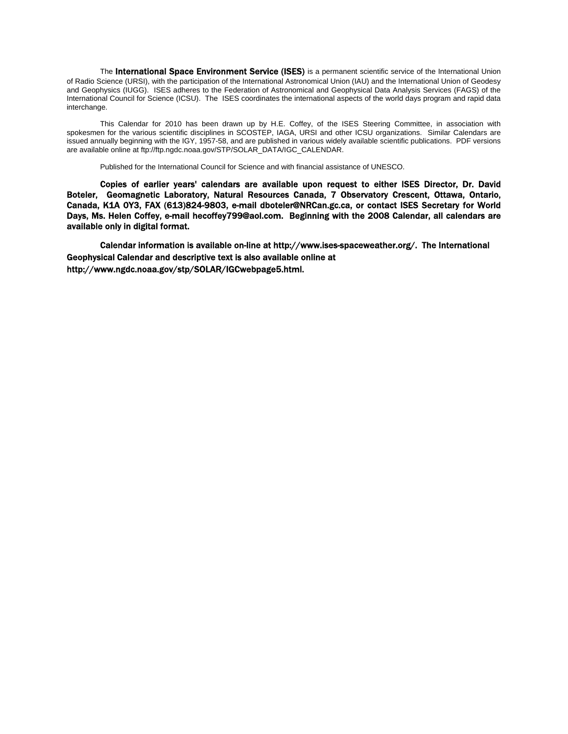The **International Space Environment Service (ISES)** is a permanent scientific service of the International Union of Radio Science (URSI), with the participation of the International Astronomical Union (IAU) and the International Union of Geodesy and Geophysics (IUGG). ISES adheres to the Federation of Astronomical and Geophysical Data Analysis Services (FAGS) of the International Council for Science (ICSU). The ISES coordinates the international aspects of the world days program and rapid data interchange.

This Calendar for 2010 has been drawn up by H.E. Coffey, of the ISES Steering Committee, in association with spokesmen for the various scientific disciplines in SCOSTEP, IAGA, URSI and other ICSU organizations. Similar Calendars are issued annually beginning with the IGY, 1957-58, and are published in various widely available scientific publications. PDF versions are available online at ftp://ftp.ngdc.noaa.gov/STP/SOLAR_DATA/IGC_CALENDAR.

Published for the International Council for Science and with financial assistance of UNESCO.

**Copies of earlier years' calendars are available upon request to either ISES Director, Dr. David Boteler, Geomagnetic Laboratory, Natural Resources Canada, 7 Observatory Crescent, Ottawa, Ontario, Canada, K1A 0Y3, FAX (613)824-9803, e-mail dboteler@NRCan.gc.ca, or contact ISES Secretary for World Days, Ms. Helen Coffey, e-mail hecoffey799@aol.com. Beginning with the 2008 Calendar, all calendars are available only in digital format.**

**Calendar information is available on-line at http://www.ises-spaceweather.org/. The International Geophysical Calendar and descriptive text is also available online at http://www.ngdc.noaa.gov/stp/SOLAR/IGCwebpage5.html.**